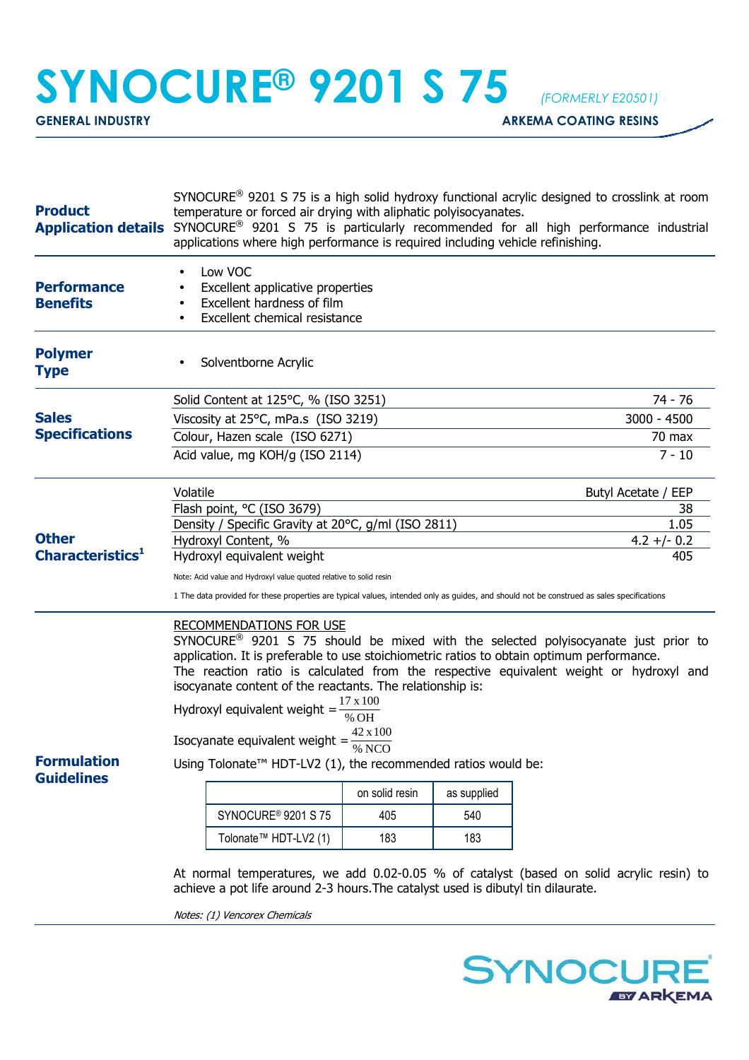# SYNOCURE® 9201 S 75

*(FORMERLY E20501)*

**GENERAL INDUSTRY** — **ARKEMA COATING RESINS**

## Product Application details

SYNOCURE® 9201 S 75 is a high solid hydroxy functional acrylic designed to crosslink at room temperature or forced air drying with aliphatic polyisocyanates.
SYNOCURE® 9201 S 75 is particularly recommended for all high performance industrial applications where high performance is required including vehicle refinishing.

## Performance Benefits

- Low VOC
- Excellent applicative properties
- Excellent hardness of film
- Excellent chemical resistance

## Polymer Type

- Solventborne Acrylic

## Sales Specifications

| Property | Value |
|---|---|
| Solid Content at 125°C, % (ISO 3251) | 74 - 76 |
| Viscosity at 25°C, mPa.s (ISO 3219) | 3000 - 4500 |
| Colour, Hazen scale (ISO 6271) | 70 max |
| Acid value, mg KOH/g (ISO 2114) | 7 - 10 |

## Other Characteristics[1]

| Property | Value |
|---|---|
| Volatile | Butyl Acetate / EEP |
| Flash point, °C (ISO 3679) | 38 |
| Density / Specific Gravity at 20°C, g/ml (ISO 2811) | 1.05 |
| Hydroxyl Content, % | 4.2 +/- 0.2 |
| Hydroxyl equivalent weight | 405 |

Note: Acid value and Hydroxyl value quoted relative to solid resin

1 The data provided for these properties are typical values, intended only as guides, and should not be construed as sales specifications

## Formulation Guidelines

RECOMMENDATIONS FOR USE

SYNOCURE® 9201 S 75 should be mixed with the selected polyisocyanate just prior to application. It is preferable to use stoichiometric ratios to obtain optimum performance.
The reaction ratio is calculated from the respective equivalent weight or hydroxyl and isocyanate content of the reactants. The relationship is:

$$\text{Hydroxyl equivalent weight} = \frac{17 \times 100}{\%\,OH}$$

$$\text{Isocyanate equivalent weight} = \frac{42 \times 100}{\%\,NCO}$$

Using Tolonate™ HDT-LV2 (1), the recommended ratios would be:

| | on solid resin | as supplied |
|---|---|---|
| SYNOCURE® 9201 S 75 | 405 | 540 |
| Tolonate™ HDT-LV2 (1) | 183 | 183 |

At normal temperatures, we add 0.02-0.05 % of catalyst (based on solid acrylic resin) to achieve a pot life around 2-3 hours.The catalyst used is dibutyl tin dilaurate.

*Notes: (1) Vencorex Chemicals*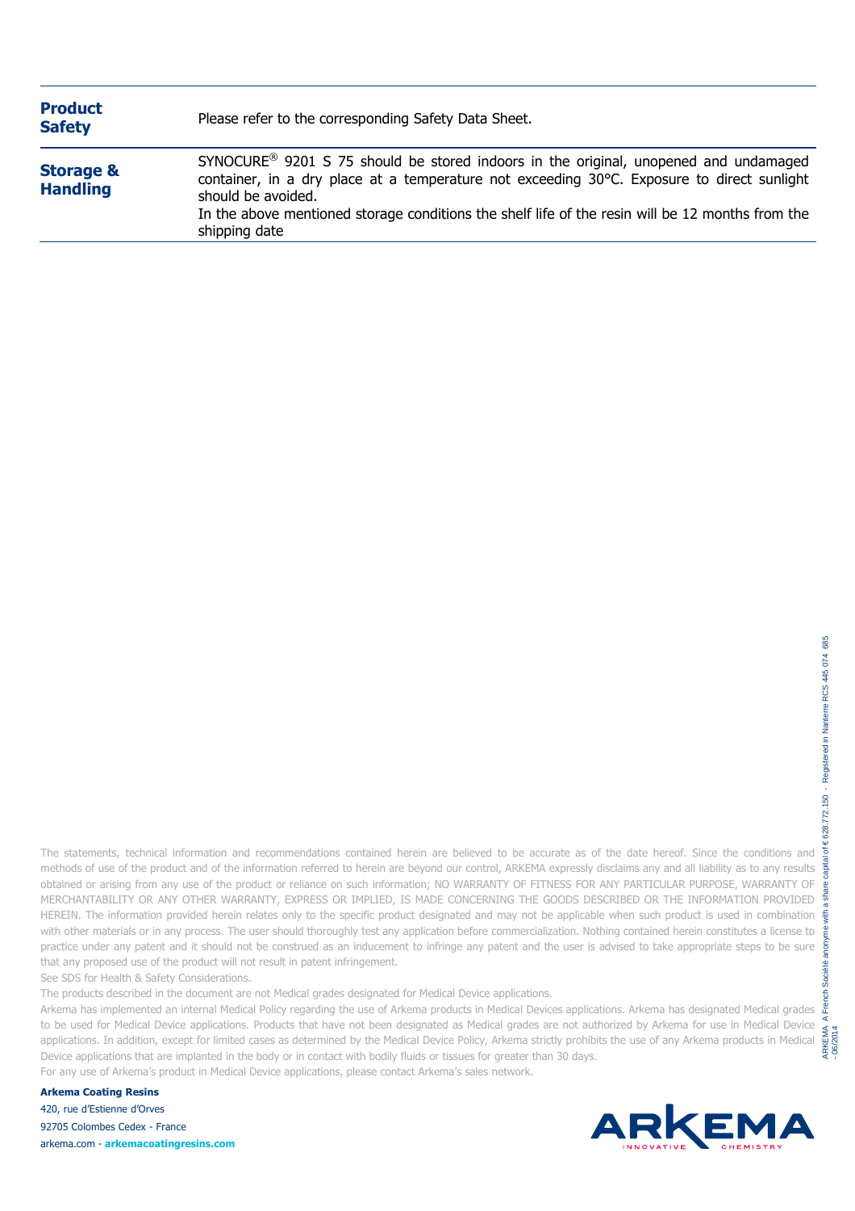| | |
|---|---|
| **Product Safety** | Please refer to the corresponding Safety Data Sheet. |
| **Storage & Handling** | SYNOCURE® 9201 S 75 should be stored indoors in the original, unopened and undamaged container, in a dry place at a temperature not exceeding 30°C. Exposure to direct sunlight should be avoided. In the above mentioned storage conditions the shelf life of the resin will be 12 months from the shipping date |

The statements, technical information and recommendations contained herein are believed to be accurate as of the date hereof. Since the conditions and methods of use of the product and of the information referred to herein are beyond our control, ARKEMA expressly disclaims any and all liability as to any results obtained or arising from any use of the product or reliance on such information; NO WARRANTY OF FITNESS FOR ANY PARTICULAR PURPOSE, WARRANTY OF MERCHANTABILITY OR ANY OTHER WARRANTY, EXPRESS OR IMPLIED, IS MADE CONCERNING THE GOODS DESCRIBED OR THE INFORMATION PROVIDED HEREIN. The information provided herein relates only to the specific product designated and may not be applicable when such product is used in combination with other materials or in any process. The user should thoroughly test any application before commercialization. Nothing contained herein constitutes a license to practice under any patent and it should not be construed as an inducement to infringe any patent and the user is advised to take appropriate steps to be sure that any proposed use of the product will not result in patent infringement.

See SDS for Health & Safety Considerations.

The products described in the document are not Medical grades designated for Medical Device applications.

Arkema has implemented an internal Medical Policy regarding the use of Arkema products in Medical Devices applications. Arkema has designated Medical grades to be used for Medical Device applications. Products that have not been designated as Medical grades are not authorized by Arkema for use in Medical Device applications. In addition, except for limited cases as determined by the Medical Device Policy, Arkema strictly prohibits the use of any Arkema products in Medical Device applications that are implanted in the body or in contact with bodily fluids or tissues for greater than 30 days.

For any use of Arkema's product in Medical Device applications, please contact Arkema's sales network.

**Arkema Coating Resins**
420, rue d'Estienne d'Orves
92705 Colombes Cedex - France
arkema.com - **arkemacoatingresins.com**

ARKEMA INNOVATIVE CHEMISTRY

ARKEMA A French Société anonyme with a share capital of € 628.772.150 - Registered in Nanterre RCS 445 074 685 - 06/2014